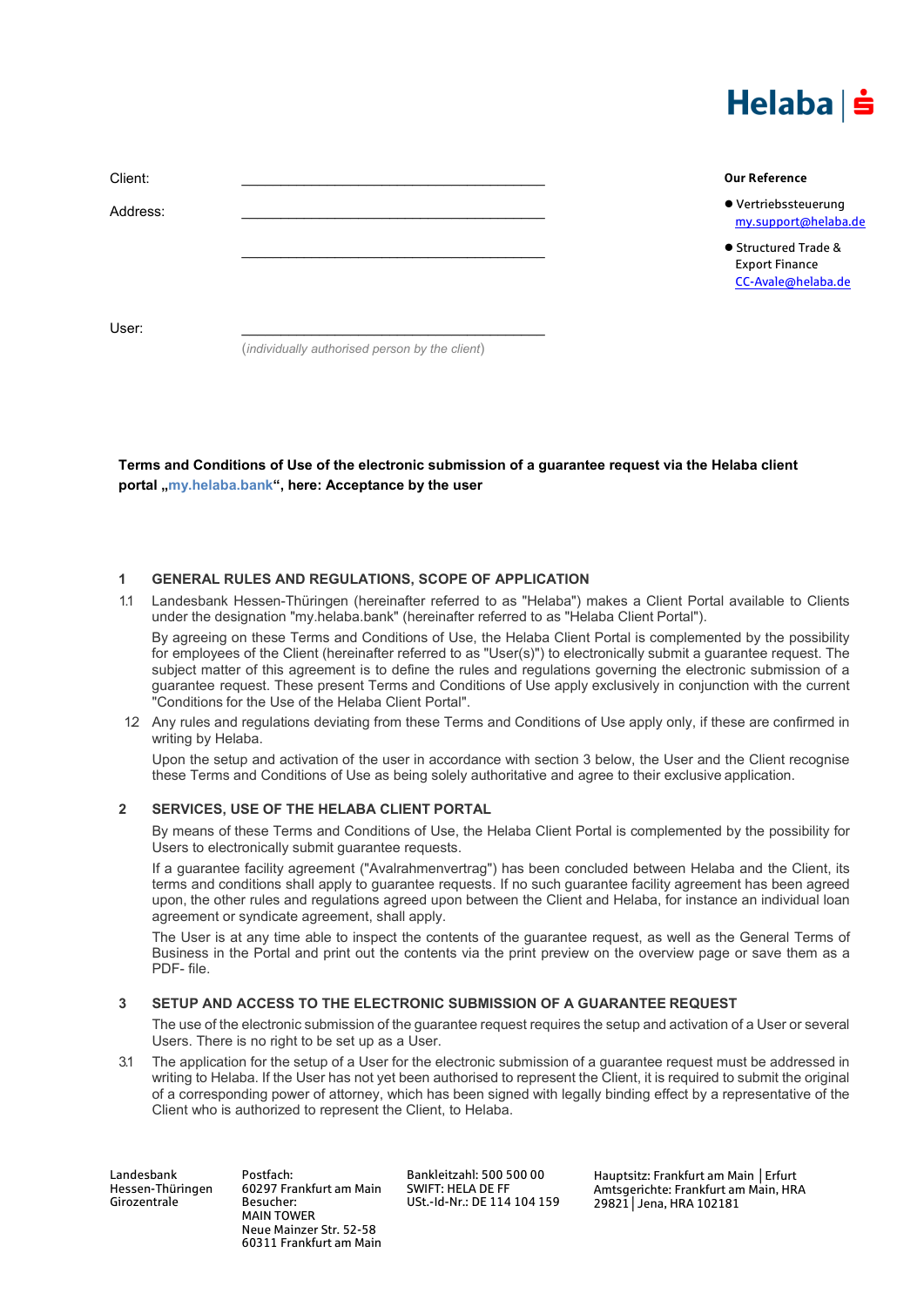Helaba | Sparkasse

Client: \_\_\_\_\_\_\_\_\_\_\_\_\_\_\_\_\_\_\_\_\_\_\_\_\_\_\_\_\_\_\_\_\_\_\_\_\_\_\_\_

Address: \_\_\_\_\_\_\_\_\_\_\_\_\_\_\_\_\_\_\_\_\_\_\_\_\_\_\_\_\_\_\_\_\_\_\_\_\_\_\_\_

\_\_\_\_\_\_\_\_\_\_\_\_\_\_\_\_\_\_\_\_\_\_\_\_\_\_\_\_\_\_\_\_\_\_\_\_\_\_\_\_

User: \_\_\_\_\_\_\_\_\_\_\_\_\_\_\_\_\_\_\_\_\_\_\_\_\_\_\_\_\_\_\_\_\_\_\_\_\_\_\_\_

(*individually authorised person by the client*)

**Our Reference**

- Vertriebssteuerung
  my.support@helaba.de
- Structured Trade & Export Finance
  CC-Avale@helaba.de

**Terms and Conditions of Use of the electronic submission of a guarantee request via the Helaba client portal „my.helaba.bank“, here: Acceptance by the user**

## 1 GENERAL RULES AND REGULATIONS, SCOPE OF APPLICATION

1.1 Landesbank Hessen-Thüringen (hereinafter referred to as "Helaba") makes a Client Portal available to Clients under the designation "my.helaba.bank" (hereinafter referred to as "Helaba Client Portal").

By agreeing on these Terms and Conditions of Use, the Helaba Client Portal is complemented by the possibility for employees of the Client (hereinafter referred to as "User(s)") to electronically submit a guarantee request. The subject matter of this agreement is to define the rules and regulations governing the electronic submission of a guarantee request. These present Terms and Conditions of Use apply exclusively in conjunction with the current "Conditions for the Use of the Helaba Client Portal".

1.2 Any rules and regulations deviating from these Terms and Conditions of Use apply only, if these are confirmed in writing by Helaba.

Upon the setup and activation of the user in accordance with section 3 below, the User and the Client recognise these Terms and Conditions of Use as being solely authoritative and agree to their exclusive application.

## 2 SERVICES, USE OF THE HELABA CLIENT PORTAL

By means of these Terms and Conditions of Use, the Helaba Client Portal is complemented by the possibility for Users to electronically submit guarantee requests.

If a guarantee facility agreement ("Avalrahmenvertrag") has been concluded between Helaba and the Client, its terms and conditions shall apply to guarantee requests. If no such guarantee facility agreement has been agreed upon, the other rules and regulations agreed upon between the Client and Helaba, for instance an individual loan agreement or syndicate agreement, shall apply.

The User is at any time able to inspect the contents of the guarantee request, as well as the General Terms of Business in the Portal and print out the contents via the print preview on the overview page or save them as a PDF- file.

## 3 SETUP AND ACCESS TO THE ELECTRONIC SUBMISSION OF A GUARANTEE REQUEST

The use of the electronic submission of the guarantee request requires the setup and activation of a User or several Users. There is no right to be set up as a User.

3.1 The application for the setup of a User for the electronic submission of a guarantee request must be addressed in writing to Helaba. If the User has not yet been authorised to represent the Client, it is required to submit the original of a corresponding power of attorney, which has been signed with legally binding effect by a representative of the Client who is authorized to represent the Client, to Helaba.

Landesbank Hessen-Thüringen Girozentrale

Postfach: 60297 Frankfurt am Main
Besucher: MAIN TOWER Neue Mainzer Str. 52-58 60311 Frankfurt am Main

Bankleitzahl: 500 500 00
SWIFT: HELA DE FF
USt.-Id-Nr.: DE 114 104 159

Hauptsitz: Frankfurt am Main | Erfurt
Amtsgerichte: Frankfurt am Main, HRA 29821 | Jena, HRA 102181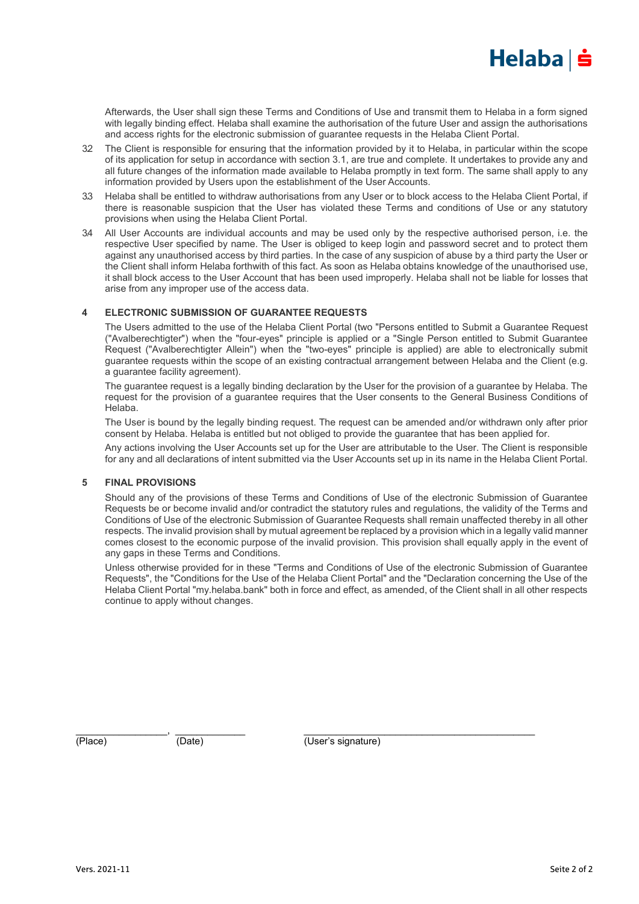Afterwards, the User shall sign these Terms and Conditions of Use and transmit them to Helaba in a form signed with legally binding effect. Helaba shall examine the authorisation of the future User and assign the authorisations and access rights for the electronic submission of guarantee requests in the Helaba Client Portal.

3.2 The Client is responsible for ensuring that the information provided by it to Helaba, in particular within the scope of its application for setup in accordance with section 3.1, are true and complete. It undertakes to provide any and all future changes of the information made available to Helaba promptly in text form. The same shall apply to any information provided by Users upon the establishment of the User Accounts.

3.3 Helaba shall be entitled to withdraw authorisations from any User or to block access to the Helaba Client Portal, if there is reasonable suspicion that the User has violated these Terms and conditions of Use or any statutory provisions when using the Helaba Client Portal.

3.4 All User Accounts are individual accounts and may be used only by the respective authorised person, i.e. the respective User specified by name. The User is obliged to keep login and password secret and to protect them against any unauthorised access by third parties. In the case of any suspicion of abuse by a third party the User or the Client shall inform Helaba forthwith of this fact. As soon as Helaba obtains knowledge of the unauthorised use, it shall block access to the User Account that has been used improperly. Helaba shall not be liable for losses that arise from any improper use of the access data.

## 4 ELECTRONIC SUBMISSION OF GUARANTEE REQUESTS

The Users admitted to the use of the Helaba Client Portal (two "Persons entitled to Submit a Guarantee Request ("Avalberechtigter") when the "four-eyes" principle is applied or a "Single Person entitled to Submit Guarantee Request ("Avalberechtigter Allein") when the "two-eyes" principle is applied) are able to electronically submit guarantee requests within the scope of an existing contractual arrangement between Helaba and the Client (e.g. a guarantee facility agreement).

The guarantee request is a legally binding declaration by the User for the provision of a guarantee by Helaba. The request for the provision of a guarantee requires that the User consents to the General Business Conditions of Helaba.

The User is bound by the legally binding request. The request can be amended and/or withdrawn only after prior consent by Helaba. Helaba is entitled but not obliged to provide the guarantee that has been applied for.

Any actions involving the User Accounts set up for the User are attributable to the User. The Client is responsible for any and all declarations of intent submitted via the User Accounts set up in its name in the Helaba Client Portal.

## 5 FINAL PROVISIONS

Should any of the provisions of these Terms and Conditions of Use of the electronic Submission of Guarantee Requests be or become invalid and/or contradict the statutory rules and regulations, the validity of the Terms and Conditions of Use of the electronic Submission of Guarantee Requests shall remain unaffected thereby in all other respects. The invalid provision shall by mutual agreement be replaced by a provision which in a legally valid manner comes closest to the economic purpose of the invalid provision. This provision shall equally apply in the event of any gaps in these Terms and Conditions.

Unless otherwise provided for in these "Terms and Conditions of Use of the electronic Submission of Guarantee Requests", the "Conditions for the Use of the Helaba Client Portal" and the "Declaration concerning the Use of the Helaba Client Portal "my.helaba.bank" both in force and effect, as amended, of the Client shall in all other respects continue to apply without changes.

_________________, _____________ &nbsp;&nbsp;&nbsp;&nbsp;&nbsp;&nbsp; ____________________________________________

(Place) &nbsp;&nbsp;&nbsp;&nbsp; (Date) &nbsp;&nbsp;&nbsp;&nbsp;&nbsp;&nbsp; (User's signature)

Vers. 2021-11